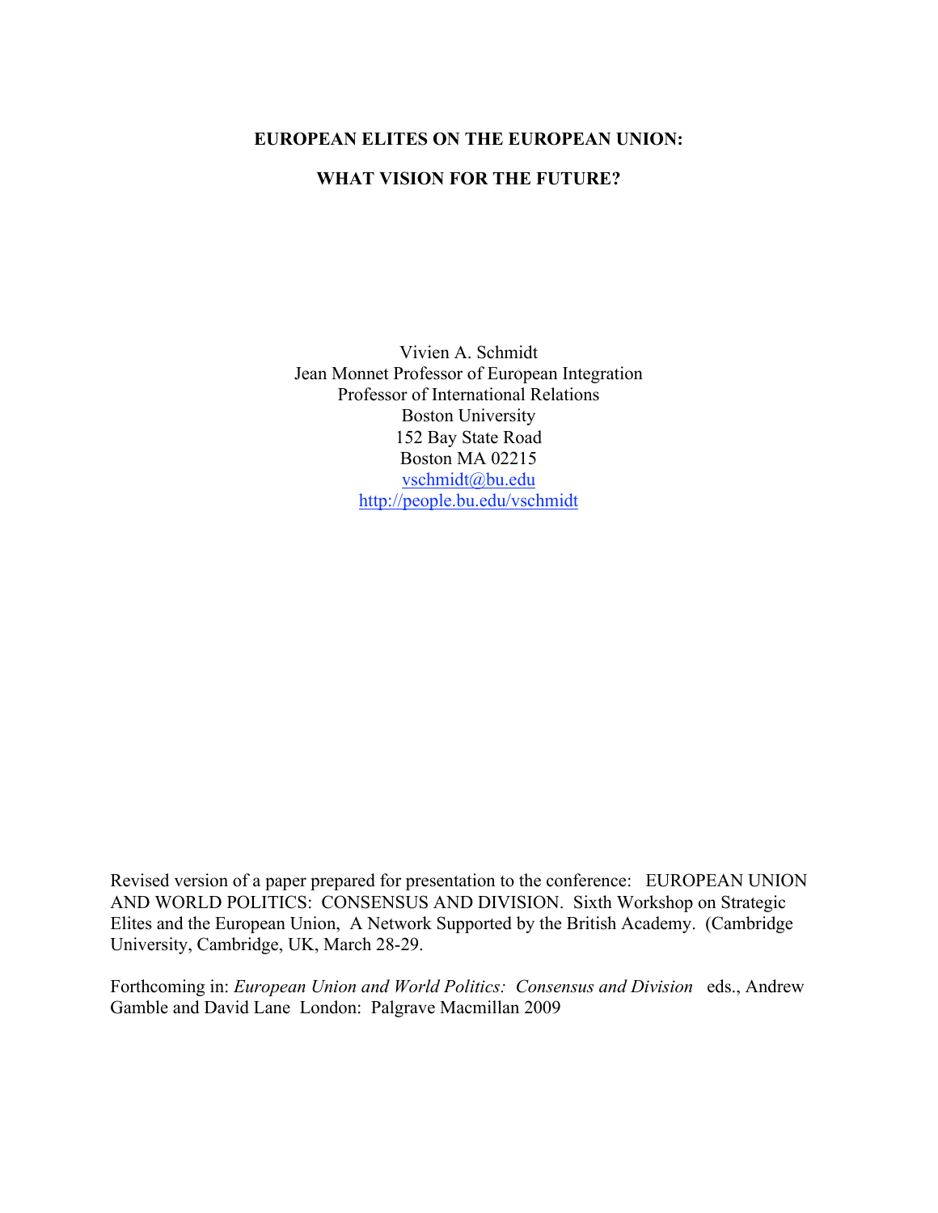# EUROPEAN ELITES ON THE EUROPEAN UNION:

# WHAT VISION FOR THE FUTURE?

Vivien A. Schmidt
Jean Monnet Professor of European Integration
Professor of International Relations
Boston University
152 Bay State Road
Boston MA 02215
vschmidt@bu.edu
http://people.bu.edu/vschmidt

Revised version of a paper prepared for presentation to the conference: EUROPEAN UNION AND WORLD POLITICS: CONSENSUS AND DIVISION. Sixth Workshop on Strategic Elites and the European Union, A Network Supported by the British Academy. (Cambridge University, Cambridge, UK, March 28-29.

Forthcoming in: *European Union and World Politics: Consensus and Division* eds., Andrew Gamble and David Lane London: Palgrave Macmillan 2009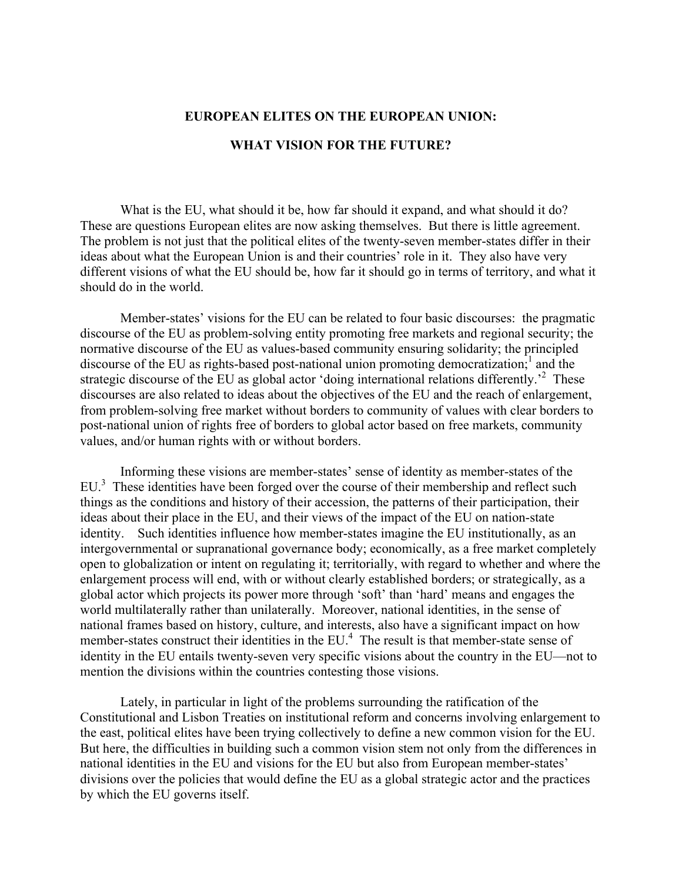# EUROPEAN ELITES ON THE EUROPEAN UNION:

# WHAT VISION FOR THE FUTURE?

What is the EU, what should it be, how far should it expand, and what should it do? These are questions European elites are now asking themselves. But there is little agreement. The problem is not just that the political elites of the twenty-seven member-states differ in their ideas about what the European Union is and their countries' role in it. They also have very different visions of what the EU should be, how far it should go in terms of territory, and what it should do in the world.

Member-states' visions for the EU can be related to four basic discourses: the pragmatic discourse of the EU as problem-solving entity promoting free markets and regional security; the normative discourse of the EU as values-based community ensuring solidarity; the principled discourse of the EU as rights-based post-national union promoting democratization;[1] and the strategic discourse of the EU as global actor 'doing international relations differently.'[2] These discourses are also related to ideas about the objectives of the EU and the reach of enlargement, from problem-solving free market without borders to community of values with clear borders to post-national union of rights free of borders to global actor based on free markets, community values, and/or human rights with or without borders.

Informing these visions are member-states' sense of identity as member-states of the EU.[3] These identities have been forged over the course of their membership and reflect such things as the conditions and history of their accession, the patterns of their participation, their ideas about their place in the EU, and their views of the impact of the EU on nation-state identity. Such identities influence how member-states imagine the EU institutionally, as an intergovernmental or supranational governance body; economically, as a free market completely open to globalization or intent on regulating it; territorially, with regard to whether and where the enlargement process will end, with or without clearly established borders; or strategically, as a global actor which projects its power more through 'soft' than 'hard' means and engages the world multilaterally rather than unilaterally. Moreover, national identities, in the sense of national frames based on history, culture, and interests, also have a significant impact on how member-states construct their identities in the EU.[4] The result is that member-state sense of identity in the EU entails twenty-seven very specific visions about the country in the EU—not to mention the divisions within the countries contesting those visions.

Lately, in particular in light of the problems surrounding the ratification of the Constitutional and Lisbon Treaties on institutional reform and concerns involving enlargement to the east, political elites have been trying collectively to define a new common vision for the EU. But here, the difficulties in building such a common vision stem not only from the differences in national identities in the EU and visions for the EU but also from European member-states' divisions over the policies that would define the EU as a global strategic actor and the practices by which the EU governs itself.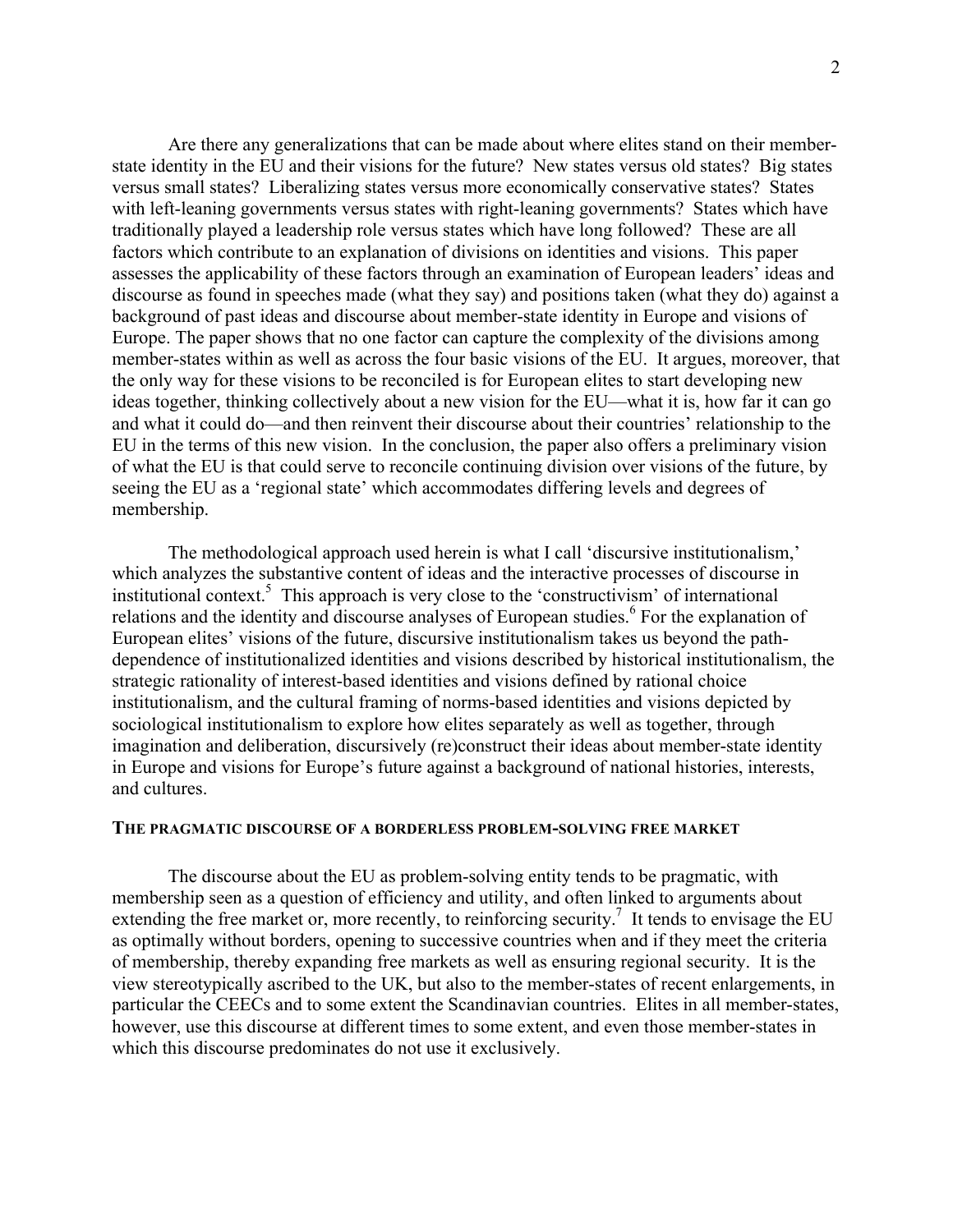Are there any generalizations that can be made about where elites stand on their member-state identity in the EU and their visions for the future? New states versus old states? Big states versus small states? Liberalizing states versus more economically conservative states? States with left-leaning governments versus states with right-leaning governments? States which have traditionally played a leadership role versus states which have long followed? These are all factors which contribute to an explanation of divisions on identities and visions. This paper assesses the applicability of these factors through an examination of European leaders' ideas and discourse as found in speeches made (what they say) and positions taken (what they do) against a background of past ideas and discourse about member-state identity in Europe and visions of Europe. The paper shows that no one factor can capture the complexity of the divisions among member-states within as well as across the four basic visions of the EU. It argues, moreover, that the only way for these visions to be reconciled is for European elites to start developing new ideas together, thinking collectively about a new vision for the EU—what it is, how far it can go and what it could do—and then reinvent their discourse about their countries' relationship to the EU in the terms of this new vision. In the conclusion, the paper also offers a preliminary vision of what the EU is that could serve to reconcile continuing division over visions of the future, by seeing the EU as a 'regional state' which accommodates differing levels and degrees of membership.

The methodological approach used herein is what I call 'discursive institutionalism,' which analyzes the substantive content of ideas and the interactive processes of discourse in institutional context.[5] This approach is very close to the 'constructivism' of international relations and the identity and discourse analyses of European studies.[6] For the explanation of European elites' visions of the future, discursive institutionalism takes us beyond the path-dependence of institutionalized identities and visions described by historical institutionalism, the strategic rationality of interest-based identities and visions defined by rational choice institutionalism, and the cultural framing of norms-based identities and visions depicted by sociological institutionalism to explore how elites separately as well as together, through imagination and deliberation, discursively (re)construct their ideas about member-state identity in Europe and visions for Europe's future against a background of national histories, interests, and cultures.

## THE PRAGMATIC DISCOURSE OF A BORDERLESS PROBLEM-SOLVING FREE MARKET

The discourse about the EU as problem-solving entity tends to be pragmatic, with membership seen as a question of efficiency and utility, and often linked to arguments about extending the free market or, more recently, to reinforcing security.[7] It tends to envisage the EU as optimally without borders, opening to successive countries when and if they meet the criteria of membership, thereby expanding free markets as well as ensuring regional security. It is the view stereotypically ascribed to the UK, but also to the member-states of recent enlargements, in particular the CEECs and to some extent the Scandinavian countries. Elites in all member-states, however, use this discourse at different times to some extent, and even those member-states in which this discourse predominates do not use it exclusively.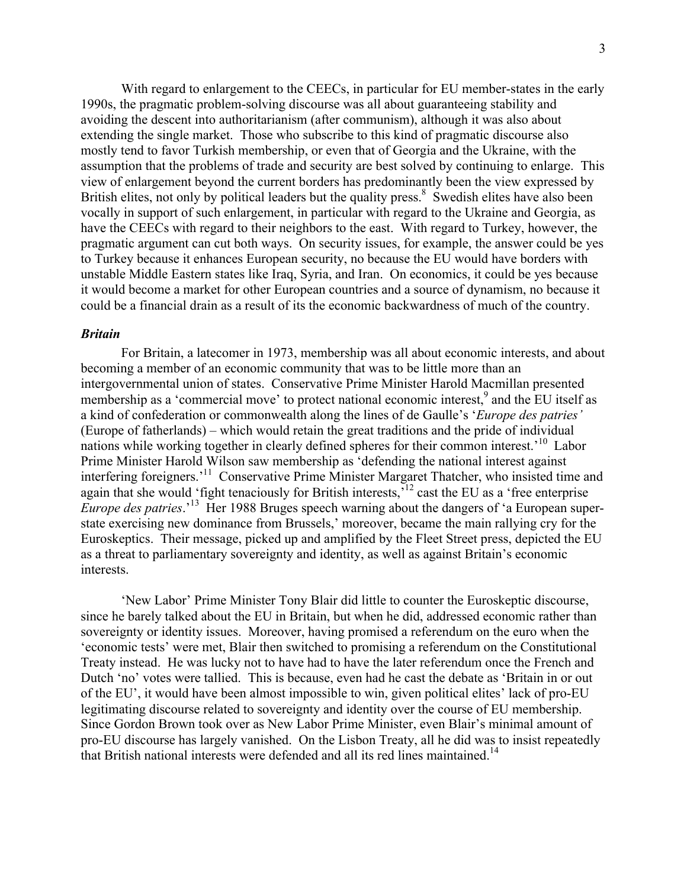With regard to enlargement to the CEECs, in particular for EU member-states in the early 1990s, the pragmatic problem-solving discourse was all about guaranteeing stability and avoiding the descent into authoritarianism (after communism), although it was also about extending the single market. Those who subscribe to this kind of pragmatic discourse also mostly tend to favor Turkish membership, or even that of Georgia and the Ukraine, with the assumption that the problems of trade and security are best solved by continuing to enlarge. This view of enlargement beyond the current borders has predominantly been the view expressed by British elites, not only by political leaders but the quality press.[8] Swedish elites have also been vocally in support of such enlargement, in particular with regard to the Ukraine and Georgia, as have the CEECs with regard to their neighbors to the east. With regard to Turkey, however, the pragmatic argument can cut both ways. On security issues, for example, the answer could be yes to Turkey because it enhances European security, no because the EU would have borders with unstable Middle Eastern states like Iraq, Syria, and Iran. On economics, it could be yes because it would become a market for other European countries and a source of dynamism, no because it could be a financial drain as a result of its the economic backwardness of much of the country.

### *Britain*

For Britain, a latecomer in 1973, membership was all about economic interests, and about becoming a member of an economic community that was to be little more than an intergovernmental union of states. Conservative Prime Minister Harold Macmillan presented membership as a 'commercial move' to protect national economic interest,[9] and the EU itself as a kind of confederation or commonwealth along the lines of de Gaulle's '*Europe des patries'* (Europe of fatherlands) – which would retain the great traditions and the pride of individual nations while working together in clearly defined spheres for their common interest.'[10] Labor Prime Minister Harold Wilson saw membership as 'defending the national interest against interfering foreigners.'[11] Conservative Prime Minister Margaret Thatcher, who insisted time and again that she would 'fight tenaciously for British interests,'[12] cast the EU as a 'free enterprise *Europe des patries*.'[13] Her 1988 Bruges speech warning about the dangers of 'a European super-state exercising new dominance from Brussels,' moreover, became the main rallying cry for the Euroskeptics. Their message, picked up and amplified by the Fleet Street press, depicted the EU as a threat to parliamentary sovereignty and identity, as well as against Britain's economic interests.

'New Labor' Prime Minister Tony Blair did little to counter the Euroskeptic discourse, since he barely talked about the EU in Britain, but when he did, addressed economic rather than sovereignty or identity issues. Moreover, having promised a referendum on the euro when the 'economic tests' were met, Blair then switched to promising a referendum on the Constitutional Treaty instead. He was lucky not to have had to have the later referendum once the French and Dutch 'no' votes were tallied. This is because, even had he cast the debate as 'Britain in or out of the EU', it would have been almost impossible to win, given political elites' lack of pro-EU legitimating discourse related to sovereignty and identity over the course of EU membership. Since Gordon Brown took over as New Labor Prime Minister, even Blair's minimal amount of pro-EU discourse has largely vanished. On the Lisbon Treaty, all he did was to insist repeatedly that British national interests were defended and all its red lines maintained.[14]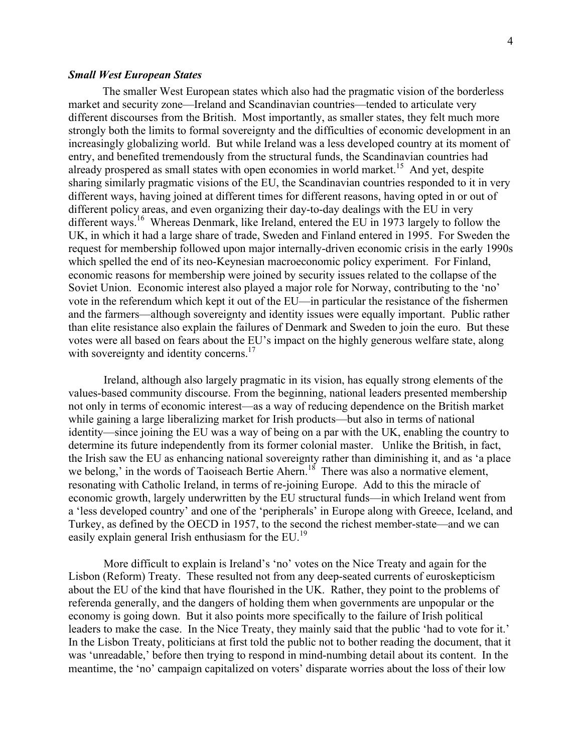### *Small West European States*

The smaller West European states which also had the pragmatic vision of the borderless market and security zone—Ireland and Scandinavian countries—tended to articulate very different discourses from the British. Most importantly, as smaller states, they felt much more strongly both the limits to formal sovereignty and the difficulties of economic development in an increasingly globalizing world. But while Ireland was a less developed country at its moment of entry, and benefited tremendously from the structural funds, the Scandinavian countries had already prospered as small states with open economies in world market.[15] And yet, despite sharing similarly pragmatic visions of the EU, the Scandinavian countries responded to it in very different ways, having joined at different times for different reasons, having opted in or out of different policy areas, and even organizing their day-to-day dealings with the EU in very different ways.[16] Whereas Denmark, like Ireland, entered the EU in 1973 largely to follow the UK, in which it had a large share of trade, Sweden and Finland entered in 1995. For Sweden the request for membership followed upon major internally-driven economic crisis in the early 1990s which spelled the end of its neo-Keynesian macroeconomic policy experiment. For Finland, economic reasons for membership were joined by security issues related to the collapse of the Soviet Union. Economic interest also played a major role for Norway, contributing to the 'no' vote in the referendum which kept it out of the EU—in particular the resistance of the fishermen and the farmers—although sovereignty and identity issues were equally important. Public rather than elite resistance also explain the failures of Denmark and Sweden to join the euro. But these votes were all based on fears about the EU's impact on the highly generous welfare state, along with sovereignty and identity concerns.[17]

Ireland, although also largely pragmatic in its vision, has equally strong elements of the values-based community discourse. From the beginning, national leaders presented membership not only in terms of economic interest—as a way of reducing dependence on the British market while gaining a large liberalizing market for Irish products—but also in terms of national identity—since joining the EU was a way of being on a par with the UK, enabling the country to determine its future independently from its former colonial master. Unlike the British, in fact, the Irish saw the EU as enhancing national sovereignty rather than diminishing it, and as 'a place we belong,' in the words of Taoiseach Bertie Ahern.[18] There was also a normative element, resonating with Catholic Ireland, in terms of re-joining Europe. Add to this the miracle of economic growth, largely underwritten by the EU structural funds—in which Ireland went from a 'less developed country' and one of the 'peripherals' in Europe along with Greece, Iceland, and Turkey, as defined by the OECD in 1957, to the second the richest member-state—and we can easily explain general Irish enthusiasm for the EU.[19]

More difficult to explain is Ireland's 'no' votes on the Nice Treaty and again for the Lisbon (Reform) Treaty. These resulted not from any deep-seated currents of euroskepticism about the EU of the kind that have flourished in the UK. Rather, they point to the problems of referenda generally, and the dangers of holding them when governments are unpopular or the economy is going down. But it also points more specifically to the failure of Irish political leaders to make the case. In the Nice Treaty, they mainly said that the public 'had to vote for it.' In the Lisbon Treaty, politicians at first told the public not to bother reading the document, that it was 'unreadable,' before then trying to respond in mind-numbing detail about its content. In the meantime, the 'no' campaign capitalized on voters' disparate worries about the loss of their low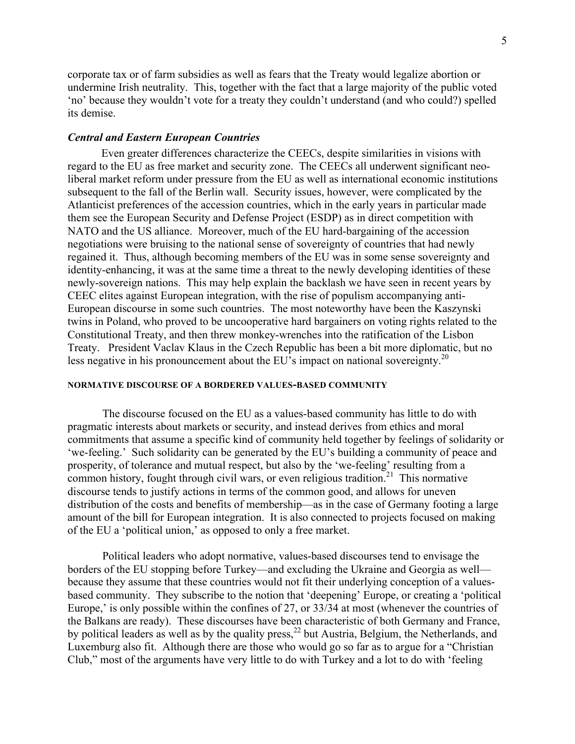corporate tax or of farm subsidies as well as fears that the Treaty would legalize abortion or undermine Irish neutrality. This, together with the fact that a large majority of the public voted 'no' because they wouldn't vote for a treaty they couldn't understand (and who could?) spelled its demise.

### *Central and Eastern European Countries*

Even greater differences characterize the CEECs, despite similarities in visions with regard to the EU as free market and security zone. The CEECs all underwent significant neo-liberal market reform under pressure from the EU as well as international economic institutions subsequent to the fall of the Berlin wall. Security issues, however, were complicated by the Atlanticist preferences of the accession countries, which in the early years in particular made them see the European Security and Defense Project (ESDP) as in direct competition with NATO and the US alliance. Moreover, much of the EU hard-bargaining of the accession negotiations were bruising to the national sense of sovereignty of countries that had newly regained it. Thus, although becoming members of the EU was in some sense sovereignty and identity-enhancing, it was at the same time a threat to the newly developing identities of these newly-sovereign nations. This may help explain the backlash we have seen in recent years by CEEC elites against European integration, with the rise of populism accompanying anti-European discourse in some such countries. The most noteworthy have been the Kaszynski twins in Poland, who proved to be uncooperative hard bargainers on voting rights related to the Constitutional Treaty, and then threw monkey-wrenches into the ratification of the Lisbon Treaty. President Vaclav Klaus in the Czech Republic has been a bit more diplomatic, but no less negative in his pronouncement about the EU's impact on national sovereignty.[20]

## NORMATIVE DISCOURSE OF A BORDERED VALUES-BASED COMMUNITY

The discourse focused on the EU as a values-based community has little to do with pragmatic interests about markets or security, and instead derives from ethics and moral commitments that assume a specific kind of community held together by feelings of solidarity or 'we-feeling.' Such solidarity can be generated by the EU's building a community of peace and prosperity, of tolerance and mutual respect, but also by the 'we-feeling' resulting from a common history, fought through civil wars, or even religious tradition.[21] This normative discourse tends to justify actions in terms of the common good, and allows for uneven distribution of the costs and benefits of membership—as in the case of Germany footing a large amount of the bill for European integration. It is also connected to projects focused on making of the EU a 'political union,' as opposed to only a free market.

Political leaders who adopt normative, values-based discourses tend to envisage the borders of the EU stopping before Turkey—and excluding the Ukraine and Georgia as well—because they assume that these countries would not fit their underlying conception of a values-based community. They subscribe to the notion that 'deepening' Europe, or creating a 'political Europe,' is only possible within the confines of 27, or 33/34 at most (whenever the countries of the Balkans are ready). These discourses have been characteristic of both Germany and France, by political leaders as well as by the quality press,[22] but Austria, Belgium, the Netherlands, and Luxemburg also fit. Although there are those who would go so far as to argue for a "Christian Club," most of the arguments have very little to do with Turkey and a lot to do with 'feeling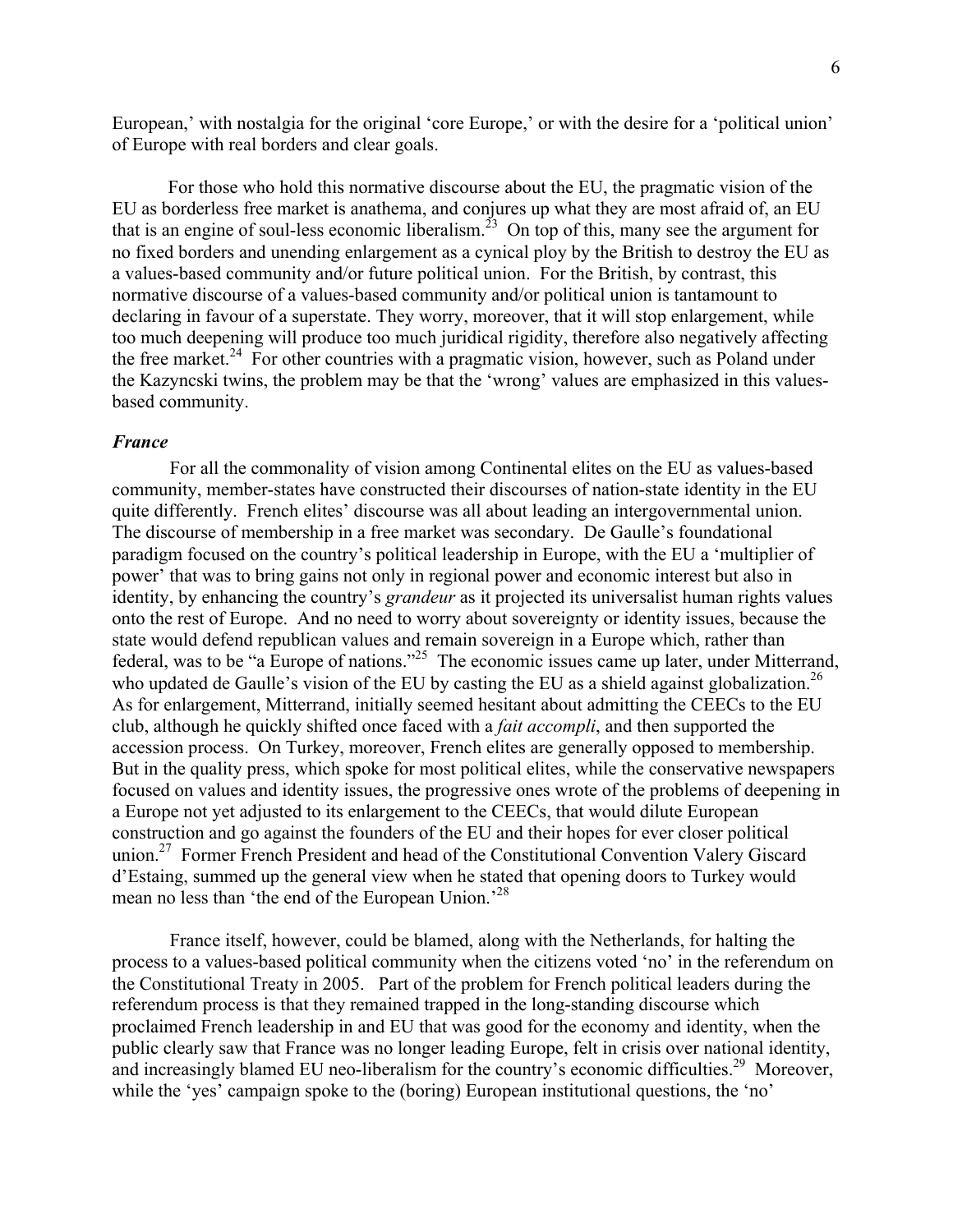European,' with nostalgia for the original 'core Europe,' or with the desire for a 'political union' of Europe with real borders and clear goals.

For those who hold this normative discourse about the EU, the pragmatic vision of the EU as borderless free market is anathema, and conjures up what they are most afraid of, an EU that is an engine of soul-less economic liberalism.[23] On top of this, many see the argument for no fixed borders and unending enlargement as a cynical ploy by the British to destroy the EU as a values-based community and/or future political union. For the British, by contrast, this normative discourse of a values-based community and/or political union is tantamount to declaring in favour of a superstate. They worry, moreover, that it will stop enlargement, while too much deepening will produce too much juridical rigidity, therefore also negatively affecting the free market.[24] For other countries with a pragmatic vision, however, such as Poland under the Kazyncski twins, the problem may be that the 'wrong' values are emphasized in this values-based community.

### *France*

For all the commonality of vision among Continental elites on the EU as values-based community, member-states have constructed their discourses of nation-state identity in the EU quite differently. French elites' discourse was all about leading an intergovernmental union. The discourse of membership in a free market was secondary. De Gaulle's foundational paradigm focused on the country's political leadership in Europe, with the EU a 'multiplier of power' that was to bring gains not only in regional power and economic interest but also in identity, by enhancing the country's *grandeur* as it projected its universalist human rights values onto the rest of Europe. And no need to worry about sovereignty or identity issues, because the state would defend republican values and remain sovereign in a Europe which, rather than federal, was to be "a Europe of nations."[25] The economic issues came up later, under Mitterrand, who updated de Gaulle's vision of the EU by casting the EU as a shield against globalization.[26] As for enlargement, Mitterrand, initially seemed hesitant about admitting the CEECs to the EU club, although he quickly shifted once faced with a *fait accompli*, and then supported the accession process. On Turkey, moreover, French elites are generally opposed to membership. But in the quality press, which spoke for most political elites, while the conservative newspapers focused on values and identity issues, the progressive ones wrote of the problems of deepening in a Europe not yet adjusted to its enlargement to the CEECs, that would dilute European construction and go against the founders of the EU and their hopes for ever closer political union.[27] Former French President and head of the Constitutional Convention Valery Giscard d'Estaing, summed up the general view when he stated that opening doors to Turkey would mean no less than 'the end of the European Union.'[28]

France itself, however, could be blamed, along with the Netherlands, for halting the process to a values-based political community when the citizens voted 'no' in the referendum on the Constitutional Treaty in 2005. Part of the problem for French political leaders during the referendum process is that they remained trapped in the long-standing discourse which proclaimed French leadership in and EU that was good for the economy and identity, when the public clearly saw that France was no longer leading Europe, felt in crisis over national identity, and increasingly blamed EU neo-liberalism for the country's economic difficulties.[29] Moreover, while the 'yes' campaign spoke to the (boring) European institutional questions, the 'no'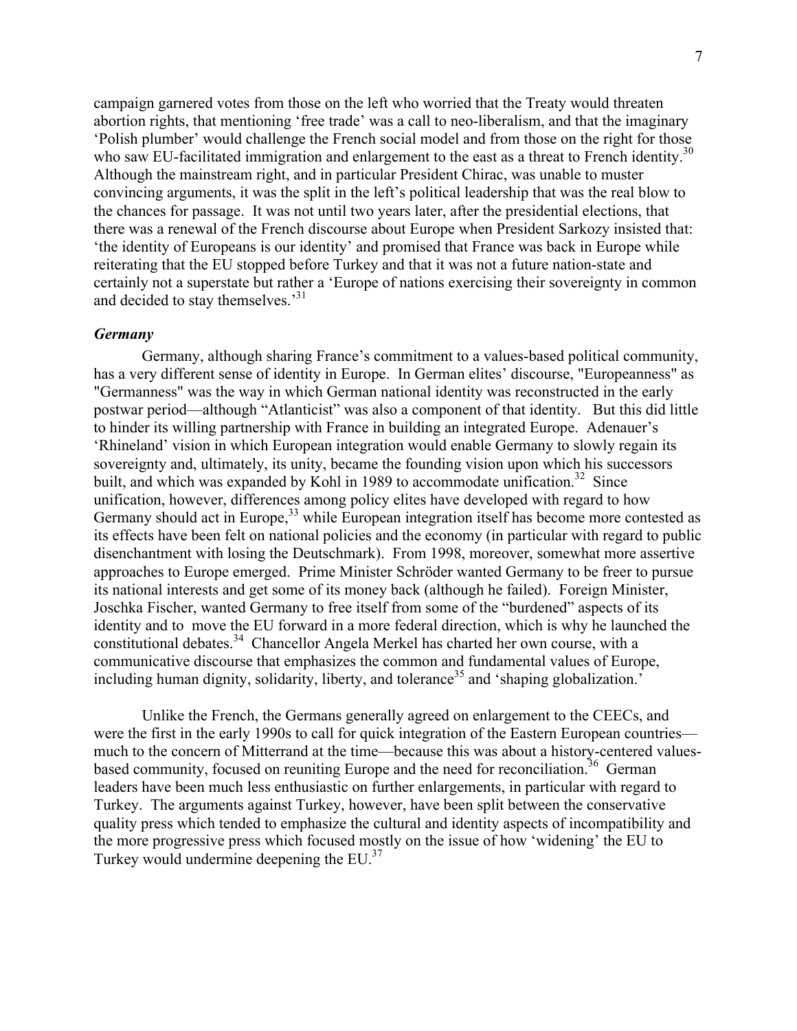campaign garnered votes from those on the left who worried that the Treaty would threaten abortion rights, that mentioning 'free trade' was a call to neo-liberalism, and that the imaginary 'Polish plumber' would challenge the French social model and from those on the right for those who saw EU-facilitated immigration and enlargement to the east as a threat to French identity.[30] Although the mainstream right, and in particular President Chirac, was unable to muster convincing arguments, it was the split in the left's political leadership that was the real blow to the chances for passage. It was not until two years later, after the presidential elections, that there was a renewal of the French discourse about Europe when President Sarkozy insisted that: 'the identity of Europeans is our identity' and promised that France was back in Europe while reiterating that the EU stopped before Turkey and that it was not a future nation-state and certainly not a superstate but rather a 'Europe of nations exercising their sovereignty in common and decided to stay themselves.'[31]

### *Germany*

Germany, although sharing France's commitment to a values-based political community, has a very different sense of identity in Europe. In German elites' discourse, "Europeanness" as "Germanness" was the way in which German national identity was reconstructed in the early postwar period—although "Atlanticist" was also a component of that identity. But this did little to hinder its willing partnership with France in building an integrated Europe. Adenauer's 'Rhineland' vision in which European integration would enable Germany to slowly regain its sovereignty and, ultimately, its unity, became the founding vision upon which his successors built, and which was expanded by Kohl in 1989 to accommodate unification.[32] Since unification, however, differences among policy elites have developed with regard to how Germany should act in Europe,[33] while European integration itself has become more contested as its effects have been felt on national policies and the economy (in particular with regard to public disenchantment with losing the Deutschmark). From 1998, moreover, somewhat more assertive approaches to Europe emerged. Prime Minister Schröder wanted Germany to be freer to pursue its national interests and get some of its money back (although he failed). Foreign Minister, Joschka Fischer, wanted Germany to free itself from some of the "burdened" aspects of its identity and to move the EU forward in a more federal direction, which is why he launched the constitutional debates.[34] Chancellor Angela Merkel has charted her own course, with a communicative discourse that emphasizes the common and fundamental values of Europe, including human dignity, solidarity, liberty, and tolerance[35] and 'shaping globalization.'

Unlike the French, the Germans generally agreed on enlargement to the CEECs, and were the first in the early 1990s to call for quick integration of the Eastern European countries—much to the concern of Mitterrand at the time—because this was about a history-centered values-based community, focused on reuniting Europe and the need for reconciliation.[36] German leaders have been much less enthusiastic on further enlargements, in particular with regard to Turkey. The arguments against Turkey, however, have been split between the conservative quality press which tended to emphasize the cultural and identity aspects of incompatibility and the more progressive press which focused mostly on the issue of how 'widening' the EU to Turkey would undermine deepening the EU.[37]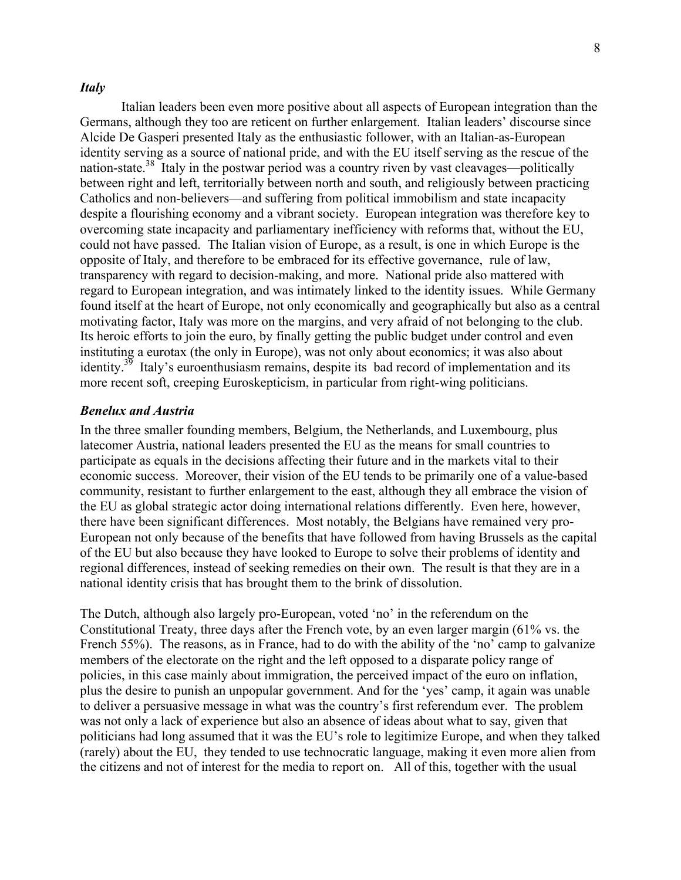### *Italy*

Italian leaders been even more positive about all aspects of European integration than the Germans, although they too are reticent on further enlargement. Italian leaders' discourse since Alcide De Gasperi presented Italy as the enthusiastic follower, with an Italian-as-European identity serving as a source of national pride, and with the EU itself serving as the rescue of the nation-state.[38] Italy in the postwar period was a country riven by vast cleavages—politically between right and left, territorially between north and south, and religiously between practicing Catholics and non-believers—and suffering from political immobilism and state incapacity despite a flourishing economy and a vibrant society. European integration was therefore key to overcoming state incapacity and parliamentary inefficiency with reforms that, without the EU, could not have passed. The Italian vision of Europe, as a result, is one in which Europe is the opposite of Italy, and therefore to be embraced for its effective governance, rule of law, transparency with regard to decision-making, and more. National pride also mattered with regard to European integration, and was intimately linked to the identity issues. While Germany found itself at the heart of Europe, not only economically and geographically but also as a central motivating factor, Italy was more on the margins, and very afraid of not belonging to the club. Its heroic efforts to join the euro, by finally getting the public budget under control and even instituting a eurotax (the only in Europe), was not only about economics; it was also about identity.[39] Italy's euroenthusiasm remains, despite its bad record of implementation and its more recent soft, creeping Euroskepticism, in particular from right-wing politicians.

### *Benelux and Austria*

In the three smaller founding members, Belgium, the Netherlands, and Luxembourg, plus latecomer Austria, national leaders presented the EU as the means for small countries to participate as equals in the decisions affecting their future and in the markets vital to their economic success. Moreover, their vision of the EU tends to be primarily one of a value-based community, resistant to further enlargement to the east, although they all embrace the vision of the EU as global strategic actor doing international relations differently. Even here, however, there have been significant differences. Most notably, the Belgians have remained very pro-European not only because of the benefits that have followed from having Brussels as the capital of the EU but also because they have looked to Europe to solve their problems of identity and regional differences, instead of seeking remedies on their own. The result is that they are in a national identity crisis that has brought them to the brink of dissolution.

The Dutch, although also largely pro-European, voted 'no' in the referendum on the Constitutional Treaty, three days after the French vote, by an even larger margin (61% vs. the French 55%). The reasons, as in France, had to do with the ability of the 'no' camp to galvanize members of the electorate on the right and the left opposed to a disparate policy range of policies, in this case mainly about immigration, the perceived impact of the euro on inflation, plus the desire to punish an unpopular government. And for the 'yes' camp, it again was unable to deliver a persuasive message in what was the country's first referendum ever. The problem was not only a lack of experience but also an absence of ideas about what to say, given that politicians had long assumed that it was the EU's role to legitimize Europe, and when they talked (rarely) about the EU, they tended to use technocratic language, making it even more alien from the citizens and not of interest for the media to report on. All of this, together with the usual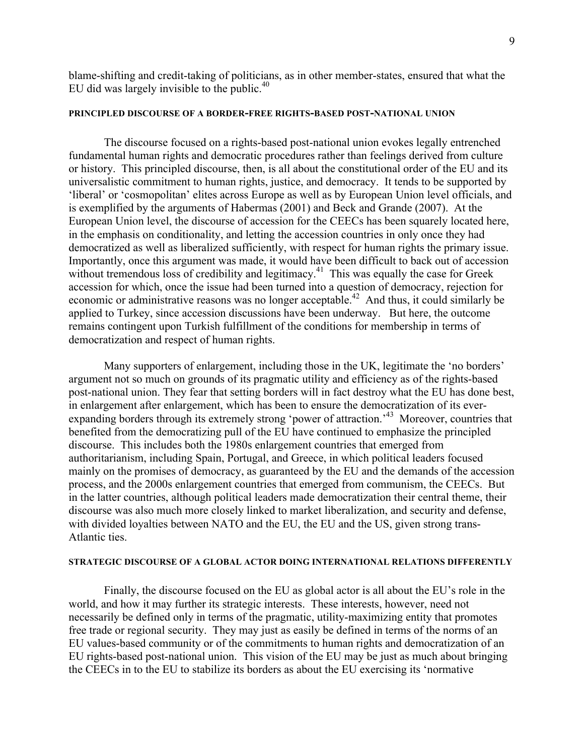blame-shifting and credit-taking of politicians, as in other member-states, ensured that what the EU did was largely invisible to the public.[40]

#### PRINCIPLED DISCOURSE OF A BORDER-FREE RIGHTS-BASED POST-NATIONAL UNION

The discourse focused on a rights-based post-national union evokes legally entrenched fundamental human rights and democratic procedures rather than feelings derived from culture or history. This principled discourse, then, is all about the constitutional order of the EU and its universalistic commitment to human rights, justice, and democracy. It tends to be supported by 'liberal' or 'cosmopolitan' elites across Europe as well as by European Union level officials, and is exemplified by the arguments of Habermas (2001) and Beck and Grande (2007). At the European Union level, the discourse of accession for the CEECs has been squarely located here, in the emphasis on conditionality, and letting the accession countries in only once they had democratized as well as liberalized sufficiently, with respect for human rights the primary issue. Importantly, once this argument was made, it would have been difficult to back out of accession without tremendous loss of credibility and legitimacy.[41] This was equally the case for Greek accession for which, once the issue had been turned into a question of democracy, rejection for economic or administrative reasons was no longer acceptable.[42] And thus, it could similarly be applied to Turkey, since accession discussions have been underway. But here, the outcome remains contingent upon Turkish fulfillment of the conditions for membership in terms of democratization and respect of human rights.

Many supporters of enlargement, including those in the UK, legitimate the 'no borders' argument not so much on grounds of its pragmatic utility and efficiency as of the rights-based post-national union. They fear that setting borders will in fact destroy what the EU has done best, in enlargement after enlargement, which has been to ensure the democratization of its ever-expanding borders through its extremely strong 'power of attraction.'[43] Moreover, countries that benefited from the democratizing pull of the EU have continued to emphasize the principled discourse. This includes both the 1980s enlargement countries that emerged from authoritarianism, including Spain, Portugal, and Greece, in which political leaders focused mainly on the promises of democracy, as guaranteed by the EU and the demands of the accession process, and the 2000s enlargement countries that emerged from communism, the CEECs. But in the latter countries, although political leaders made democratization their central theme, their discourse was also much more closely linked to market liberalization, and security and defense, with divided loyalties between NATO and the EU, the EU and the US, given strong trans-Atlantic ties.

#### STRATEGIC DISCOURSE OF A GLOBAL ACTOR DOING INTERNATIONAL RELATIONS DIFFERENTLY

Finally, the discourse focused on the EU as global actor is all about the EU's role in the world, and how it may further its strategic interests. These interests, however, need not necessarily be defined only in terms of the pragmatic, utility-maximizing entity that promotes free trade or regional security. They may just as easily be defined in terms of the norms of an EU values-based community or of the commitments to human rights and democratization of an EU rights-based post-national union. This vision of the EU may be just as much about bringing the CEECs in to the EU to stabilize its borders as about the EU exercising its 'normative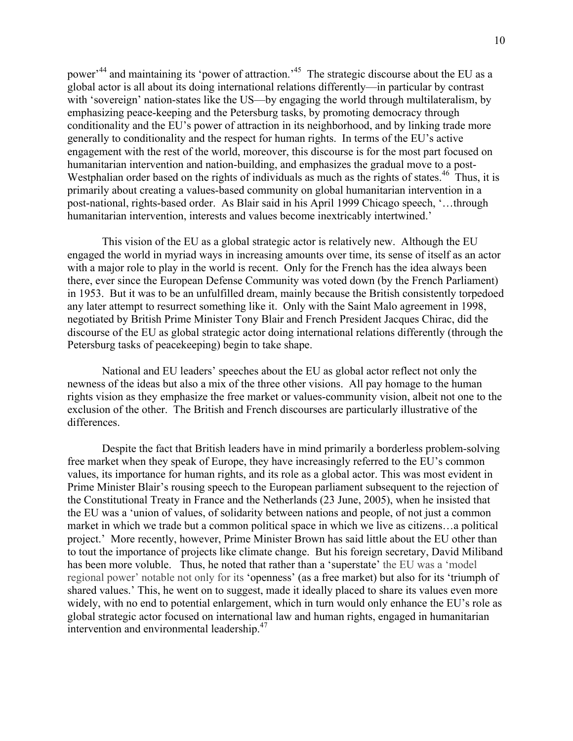power'[44] and maintaining its 'power of attraction.'[45] The strategic discourse about the EU as a global actor is all about its doing international relations differently—in particular by contrast with 'sovereign' nation-states like the US—by engaging the world through multilateralism, by emphasizing peace-keeping and the Petersburg tasks, by promoting democracy through conditionality and the EU's power of attraction in its neighborhood, and by linking trade more generally to conditionality and the respect for human rights. In terms of the EU's active engagement with the rest of the world, moreover, this discourse is for the most part focused on humanitarian intervention and nation-building, and emphasizes the gradual move to a post-Westphalian order based on the rights of individuals as much as the rights of states.[46] Thus, it is primarily about creating a values-based community on global humanitarian intervention in a post-national, rights-based order. As Blair said in his April 1999 Chicago speech, '…through humanitarian intervention, interests and values become inextricably intertwined.'

This vision of the EU as a global strategic actor is relatively new. Although the EU engaged the world in myriad ways in increasing amounts over time, its sense of itself as an actor with a major role to play in the world is recent. Only for the French has the idea always been there, ever since the European Defense Community was voted down (by the French Parliament) in 1953. But it was to be an unfulfilled dream, mainly because the British consistently torpedoed any later attempt to resurrect something like it. Only with the Saint Malo agreement in 1998, negotiated by British Prime Minister Tony Blair and French President Jacques Chirac, did the discourse of the EU as global strategic actor doing international relations differently (through the Petersburg tasks of peacekeeping) begin to take shape.

National and EU leaders' speeches about the EU as global actor reflect not only the newness of the ideas but also a mix of the three other visions. All pay homage to the human rights vision as they emphasize the free market or values-community vision, albeit not one to the exclusion of the other. The British and French discourses are particularly illustrative of the differences.

Despite the fact that British leaders have in mind primarily a borderless problem-solving free market when they speak of Europe, they have increasingly referred to the EU's common values, its importance for human rights, and its role as a global actor. This was most evident in Prime Minister Blair's rousing speech to the European parliament subsequent to the rejection of the Constitutional Treaty in France and the Netherlands (23 June, 2005), when he insisted that the EU was a 'union of values, of solidarity between nations and people, of not just a common market in which we trade but a common political space in which we live as citizens…a political project.' More recently, however, Prime Minister Brown has said little about the EU other than to tout the importance of projects like climate change. But his foreign secretary, David Miliband has been more voluble. Thus, he noted that rather than a 'superstate' the EU was a 'model regional power' notable not only for its 'openness' (as a free market) but also for its 'triumph of shared values.' This, he went on to suggest, made it ideally placed to share its values even more widely, with no end to potential enlargement, which in turn would only enhance the EU's role as global strategic actor focused on international law and human rights, engaged in humanitarian intervention and environmental leadership.[47]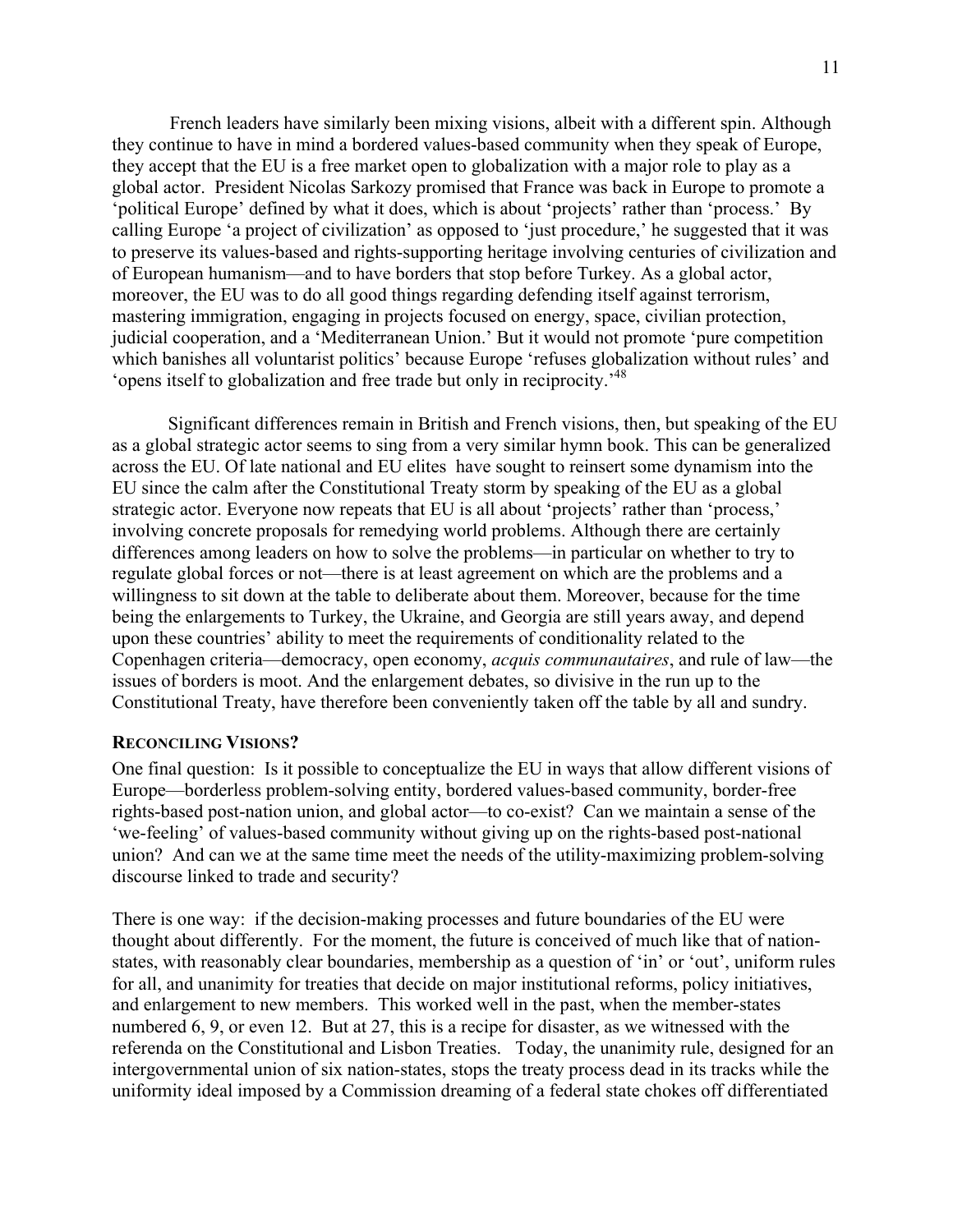French leaders have similarly been mixing visions, albeit with a different spin. Although they continue to have in mind a bordered values-based community when they speak of Europe, they accept that the EU is a free market open to globalization with a major role to play as a global actor. President Nicolas Sarkozy promised that France was back in Europe to promote a 'political Europe' defined by what it does, which is about 'projects' rather than 'process.' By calling Europe 'a project of civilization' as opposed to 'just procedure,' he suggested that it was to preserve its values-based and rights-supporting heritage involving centuries of civilization and of European humanism—and to have borders that stop before Turkey. As a global actor, moreover, the EU was to do all good things regarding defending itself against terrorism, mastering immigration, engaging in projects focused on energy, space, civilian protection, judicial cooperation, and a 'Mediterranean Union.' But it would not promote 'pure competition which banishes all voluntarist politics' because Europe 'refuses globalization without rules' and 'opens itself to globalization and free trade but only in reciprocity.'[48]

Significant differences remain in British and French visions, then, but speaking of the EU as a global strategic actor seems to sing from a very similar hymn book. This can be generalized across the EU. Of late national and EU elites have sought to reinsert some dynamism into the EU since the calm after the Constitutional Treaty storm by speaking of the EU as a global strategic actor. Everyone now repeats that EU is all about 'projects' rather than 'process,' involving concrete proposals for remedying world problems. Although there are certainly differences among leaders on how to solve the problems—in particular on whether to try to regulate global forces or not—there is at least agreement on which are the problems and a willingness to sit down at the table to deliberate about them. Moreover, because for the time being the enlargements to Turkey, the Ukraine, and Georgia are still years away, and depend upon these countries' ability to meet the requirements of conditionality related to the Copenhagen criteria—democracy, open economy, *acquis communautaires*, and rule of law—the issues of borders is moot. And the enlargement debates, so divisive in the run up to the Constitutional Treaty, have therefore been conveniently taken off the table by all and sundry.

### RECONCILING VISIONS?

One final question: Is it possible to conceptualize the EU in ways that allow different visions of Europe—borderless problem-solving entity, bordered values-based community, border-free rights-based post-nation union, and global actor—to co-exist? Can we maintain a sense of the 'we-feeling' of values-based community without giving up on the rights-based post-national union? And can we at the same time meet the needs of the utility-maximizing problem-solving discourse linked to trade and security?

There is one way: if the decision-making processes and future boundaries of the EU were thought about differently. For the moment, the future is conceived of much like that of nation-states, with reasonably clear boundaries, membership as a question of 'in' or 'out', uniform rules for all, and unanimity for treaties that decide on major institutional reforms, policy initiatives, and enlargement to new members. This worked well in the past, when the member-states numbered 6, 9, or even 12. But at 27, this is a recipe for disaster, as we witnessed with the referenda on the Constitutional and Lisbon Treaties. Today, the unanimity rule, designed for an intergovernmental union of six nation-states, stops the treaty process dead in its tracks while the uniformity ideal imposed by a Commission dreaming of a federal state chokes off differentiated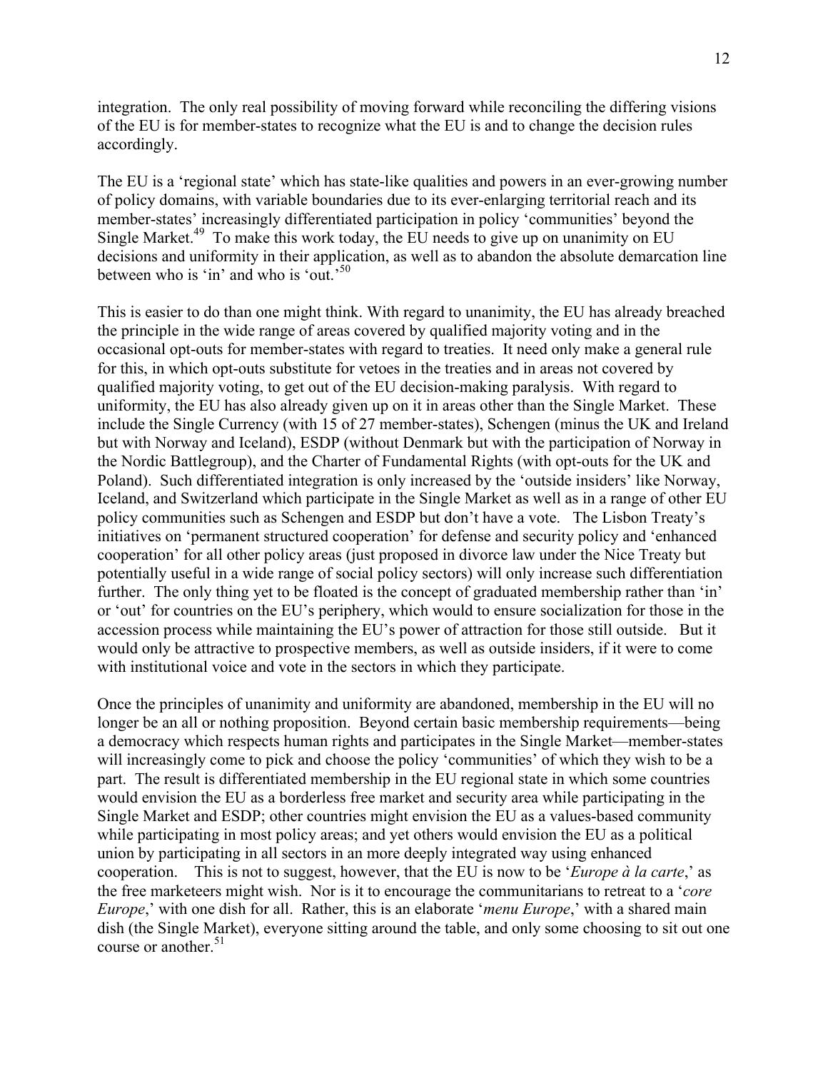integration. The only real possibility of moving forward while reconciling the differing visions of the EU is for member-states to recognize what the EU is and to change the decision rules accordingly.

The EU is a 'regional state' which has state-like qualities and powers in an ever-growing number of policy domains, with variable boundaries due to its ever-enlarging territorial reach and its member-states' increasingly differentiated participation in policy 'communities' beyond the Single Market.[49] To make this work today, the EU needs to give up on unanimity on EU decisions and uniformity in their application, as well as to abandon the absolute demarcation line between who is 'in' and who is 'out.'[50]

This is easier to do than one might think. With regard to unanimity, the EU has already breached the principle in the wide range of areas covered by qualified majority voting and in the occasional opt-outs for member-states with regard to treaties. It need only make a general rule for this, in which opt-outs substitute for vetoes in the treaties and in areas not covered by qualified majority voting, to get out of the EU decision-making paralysis. With regard to uniformity, the EU has also already given up on it in areas other than the Single Market. These include the Single Currency (with 15 of 27 member-states), Schengen (minus the UK and Ireland but with Norway and Iceland), ESDP (without Denmark but with the participation of Norway in the Nordic Battlegroup), and the Charter of Fundamental Rights (with opt-outs for the UK and Poland). Such differentiated integration is only increased by the 'outside insiders' like Norway, Iceland, and Switzerland which participate in the Single Market as well as in a range of other EU policy communities such as Schengen and ESDP but don't have a vote. The Lisbon Treaty's initiatives on 'permanent structured cooperation' for defense and security policy and 'enhanced cooperation' for all other policy areas (just proposed in divorce law under the Nice Treaty but potentially useful in a wide range of social policy sectors) will only increase such differentiation further. The only thing yet to be floated is the concept of graduated membership rather than 'in' or 'out' for countries on the EU's periphery, which would to ensure socialization for those in the accession process while maintaining the EU's power of attraction for those still outside. But it would only be attractive to prospective members, as well as outside insiders, if it were to come with institutional voice and vote in the sectors in which they participate.

Once the principles of unanimity and uniformity are abandoned, membership in the EU will no longer be an all or nothing proposition. Beyond certain basic membership requirements—being a democracy which respects human rights and participates in the Single Market—member-states will increasingly come to pick and choose the policy 'communities' of which they wish to be a part. The result is differentiated membership in the EU regional state in which some countries would envision the EU as a borderless free market and security area while participating in the Single Market and ESDP; other countries might envision the EU as a values-based community while participating in most policy areas; and yet others would envision the EU as a political union by participating in all sectors in an more deeply integrated way using enhanced cooperation. This is not to suggest, however, that the EU is now to be '*Europe à la carte*,' as the free marketeers might wish. Nor is it to encourage the communitarians to retreat to a '*core Europe*,' with one dish for all. Rather, this is an elaborate '*menu Europe*,' with a shared main dish (the Single Market), everyone sitting around the table, and only some choosing to sit out one course or another.[51]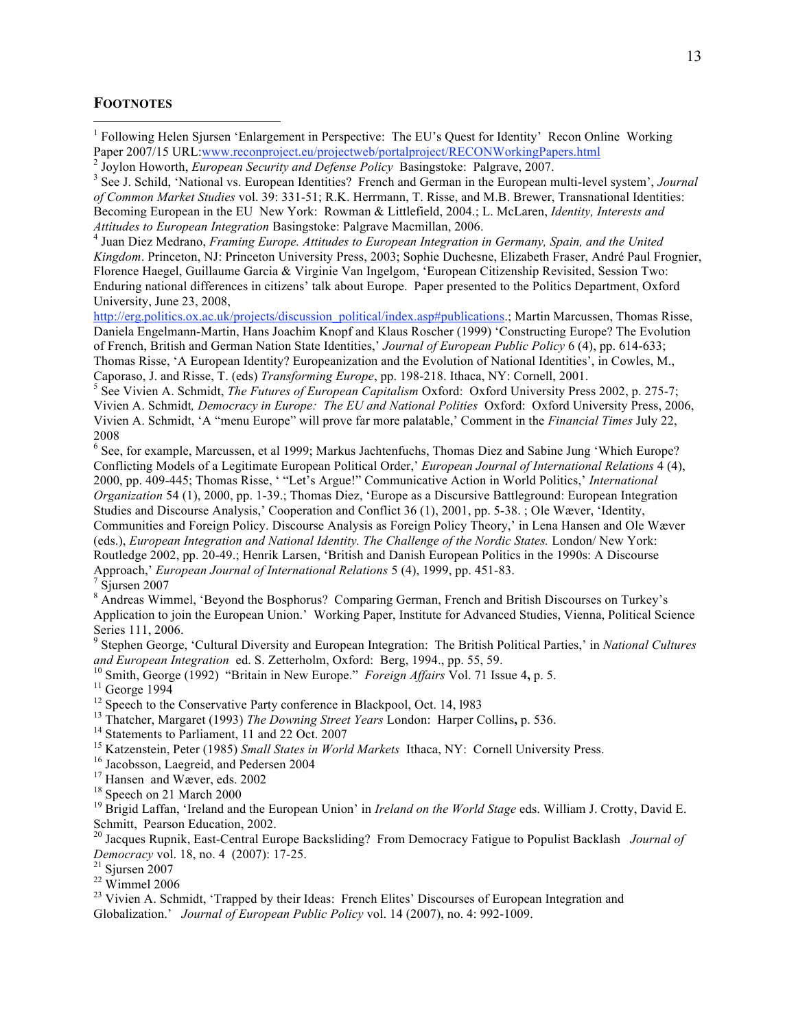## **Footnotes**

[1] Following Helen Sjursen 'Enlargement in Perspective: The EU's Quest for Identity' Recon Online Working Paper 2007/15 URL:www.reconproject.eu/projectweb/portalproject/RECONWorkingPapers.html

[2] Joylon Howorth, *European Security and Defense Policy* Basingstoke: Palgrave, 2007.

[3] See J. Schild, 'National vs. European Identities? French and German in the European multi-level system', *Journal of Common Market Studies* vol. 39: 331-51; R.K. Herrmann, T. Risse, and M.B. Brewer, Transnational Identities: Becoming European in the EU New York: Rowman & Littlefield, 2004.; L. McLaren, *Identity, Interests and Attitudes to European Integration* Basingstoke: Palgrave Macmillan, 2006.

[4] Juan Diez Medrano, *Framing Europe. Attitudes to European Integration in Germany, Spain, and the United Kingdom*. Princeton, NJ: Princeton University Press, 2003; Sophie Duchesne, Elizabeth Fraser, André Paul Frognier, Florence Haegel, Guillaume Garcia & Virginie Van Ingelgom, 'European Citizenship Revisited, Session Two: Enduring national differences in citizens' talk about Europe. Paper presented to the Politics Department, Oxford University, June 23, 2008, http://erg.politics.ox.ac.uk/projects/discussion_political/index.asp#publications.; Martin Marcussen, Thomas Risse, Daniela Engelmann-Martin, Hans Joachim Knopf and Klaus Roscher (1999) 'Constructing Europe? The Evolution of French, British and German Nation State Identities,' *Journal of European Public Policy* 6 (4), pp. 614-633; Thomas Risse, 'A European Identity? Europeanization and the Evolution of National Identities', in Cowles, M., Caporaso, J. and Risse, T. (eds) *Transforming Europe*, pp. 198-218. Ithaca, NY: Cornell, 2001.

[5] See Vivien A. Schmidt, *The Futures of European Capitalism* Oxford: Oxford University Press 2002, p. 275-7; Vivien A. Schmidt*, Democracy in Europe: The EU and National Polities* Oxford: Oxford University Press, 2006, Vivien A. Schmidt, 'A "menu Europe" will prove far more palatable,' Comment in the *Financial Times* July 22, 2008

[6] See, for example, Marcussen, et al 1999; Markus Jachtenfuchs, Thomas Diez and Sabine Jung 'Which Europe? Conflicting Models of a Legitimate European Political Order,' *European Journal of International Relations* 4 (4), 2000, pp. 409-445; Thomas Risse, ' "Let's Argue!" Communicative Action in World Politics,' *International Organization* 54 (1), 2000, pp. 1-39.; Thomas Diez, 'Europe as a Discursive Battleground: European Integration Studies and Discourse Analysis,' Cooperation and Conflict 36 (1), 2001, pp. 5-38. ; Ole Wæver, 'Identity, Communities and Foreign Policy. Discourse Analysis as Foreign Policy Theory,' in Lena Hansen and Ole Wæver (eds.), *European Integration and National Identity. The Challenge of the Nordic States.* London/ New York: Routledge 2002, pp. 20-49.; Henrik Larsen, 'British and Danish European Politics in the 1990s: A Discourse Approach,' *European Journal of International Relations* 5 (4), 1999, pp. 451-83.

[7] Sjursen 2007

[8] Andreas Wimmel, 'Beyond the Bosphorus? Comparing German, French and British Discourses on Turkey's Application to join the European Union.' Working Paper, Institute for Advanced Studies, Vienna, Political Science Series 111, 2006.

[9] Stephen George, 'Cultural Diversity and European Integration: The British Political Parties,' in *National Cultures and European Integration* ed. S. Zetterholm, Oxford: Berg, 1994., pp. 55, 59.

[10] Smith, George (1992) "Britain in New Europe." *Foreign Affairs* Vol. 71 Issue 4**,** p. 5.

[11] George 1994

[12] Speech to the Conservative Party conference in Blackpool, Oct. 14, l983

[13] Thatcher, Margaret (1993) *The Downing Street Years* London: Harper Collins**,** p. 536.

[14] Statements to Parliament, 11 and 22 Oct. 2007

[15] Katzenstein, Peter (1985) *Small States in World Markets* Ithaca, NY: Cornell University Press.

[16] Jacobsson, Laegreid, and Pedersen 2004

[17] Hansen and Wæver, eds. 2002

[18] Speech on 21 March 2000

[19] Brigid Laffan, 'Ireland and the European Union' in *Ireland on the World Stage* eds. William J. Crotty, David E. Schmitt, Pearson Education, 2002.

[20] Jacques Rupnik, East-Central Europe Backsliding? From Democracy Fatigue to Populist Backlash *Journal of Democracy* vol. 18, no. 4 (2007): 17-25.

[21] Sjursen 2007

[22] Wimmel 2006

[23] Vivien A. Schmidt, 'Trapped by their Ideas: French Elites' Discourses of European Integration and Globalization.' *Journal of European Public Policy* vol. 14 (2007), no. 4: 992-1009.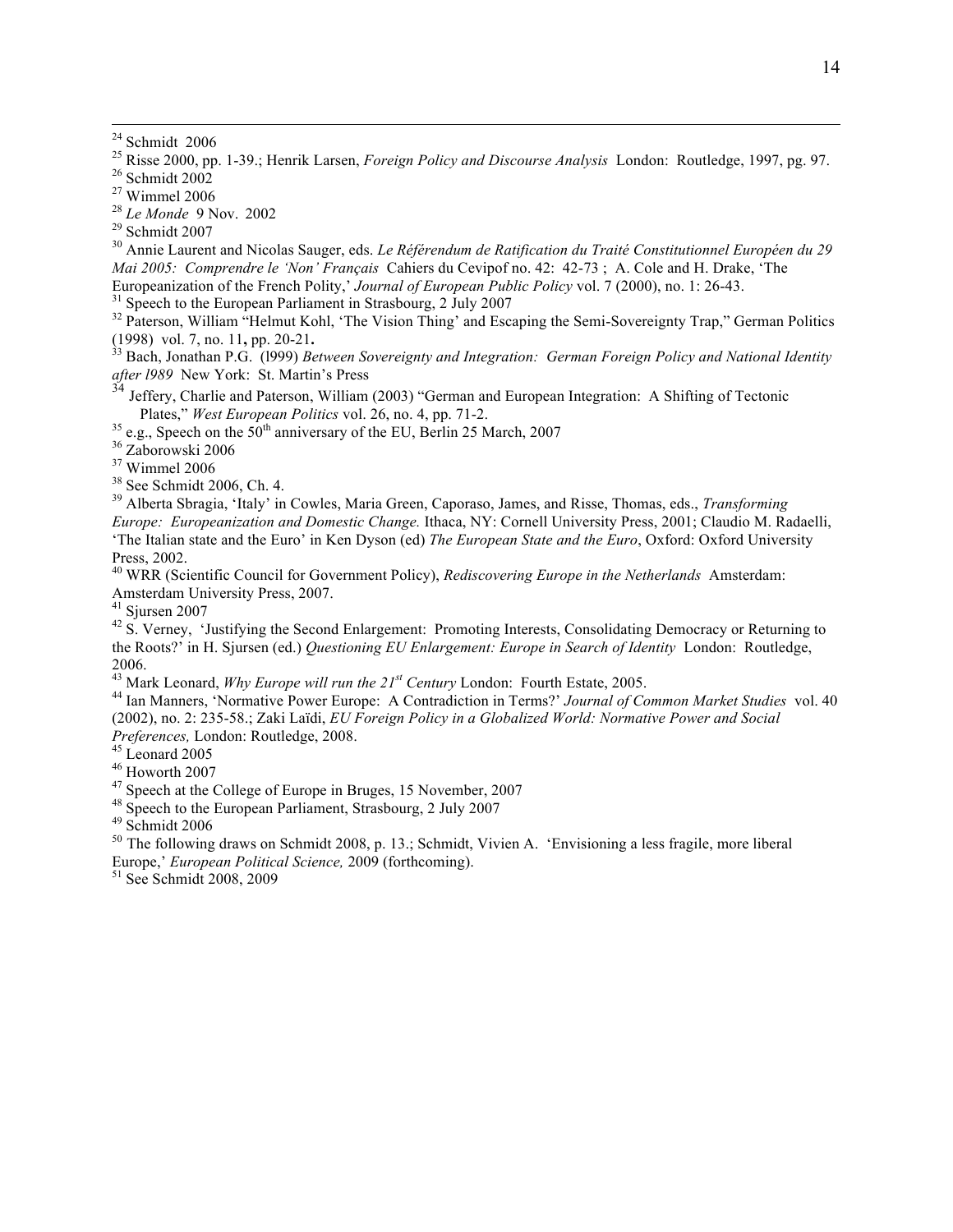[24] Schmidt 2006

[25] Risse 2000, pp. 1-39.; Henrik Larsen, *Foreign Policy and Discourse Analysis* London: Routledge, 1997, pg. 97.

[26] Schmidt 2002

[27] Wimmel 2006

[28] *Le Monde* 9 Nov. 2002

[29] Schmidt 2007

[30] Annie Laurent and Nicolas Sauger, eds. *Le Référendum de Ratification du Traité Constitutionnel Européen du 29 Mai 2005: Comprendre le 'Non' Français* Cahiers du Cevipof no. 42: 42-73 ; A. Cole and H. Drake, 'The Europeanization of the French Polity,' *Journal of European Public Policy* vol. 7 (2000), no. 1: 26-43.

[31] Speech to the European Parliament in Strasbourg, 2 July 2007

[32] Paterson, William "Helmut Kohl, 'The Vision Thing' and Escaping the Semi-Sovereignty Trap," German Politics (1998) vol. 7, no. 11**,** pp. 20-21**.**

[33] Bach, Jonathan P.G. (l999) *Between Sovereignty and Integration: German Foreign Policy and National Identity after l989* New York: St. Martin's Press

[34] Jeffery, Charlie and Paterson, William (2003) "German and European Integration: A Shifting of Tectonic Plates," *West European Politics* vol. 26, no. 4, pp. 71-2.

[35] e.g., Speech on the 50th anniversary of the EU, Berlin 25 March, 2007

[36] Zaborowski 2006

[37] Wimmel 2006

[38] See Schmidt 2006, Ch. 4.

[39] Alberta Sbragia, 'Italy' in Cowles, Maria Green, Caporaso, James, and Risse, Thomas, eds., *Transforming Europe: Europeanization and Domestic Change.* Ithaca, NY: Cornell University Press, 2001; Claudio M. Radaelli, 'The Italian state and the Euro' in Ken Dyson (ed) *The European State and the Euro*, Oxford: Oxford University Press, 2002.

[40] WRR (Scientific Council for Government Policy), *Rediscovering Europe in the Netherlands* Amsterdam: Amsterdam University Press, 2007.

[41] Sjursen 2007

[42] S. Verney, 'Justifying the Second Enlargement: Promoting Interests, Consolidating Democracy or Returning to the Roots?' in H. Sjursen (ed.) *Questioning EU Enlargement: Europe in Search of Identity* London: Routledge, 2006.

[43] Mark Leonard, *Why Europe will run the 21st Century* London: Fourth Estate, 2005.

[44] Ian Manners, 'Normative Power Europe: A Contradiction in Terms?' *Journal of Common Market Studies* vol. 40 (2002), no. 2: 235-58.; Zaki Laïdi, *EU Foreign Policy in a Globalized World: Normative Power and Social Preferences,* London: Routledge, 2008.

[45] Leonard 2005

[46] Howorth 2007

[47] Speech at the College of Europe in Bruges, 15 November, 2007

[48] Speech to the European Parliament, Strasbourg, 2 July 2007

[49] Schmidt 2006

[50] The following draws on Schmidt 2008, p. 13.; Schmidt, Vivien A. 'Envisioning a less fragile, more liberal Europe,' *European Political Science,* 2009 (forthcoming).

[51] See Schmidt 2008, 2009